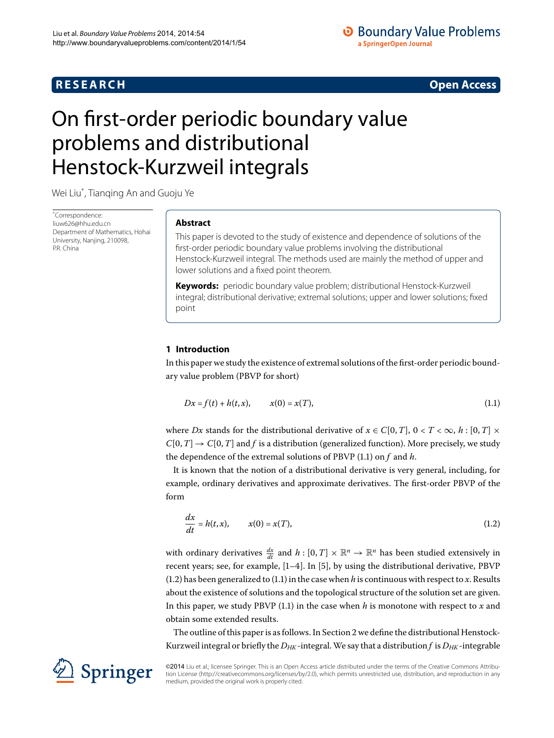RESEARCH | Open Access

# On first-order periodic boundary value problems and distributional Henstock-Kurzweil integrals

Wei Liu*, Tianqing An and Guoju Ye

*Correspondence: liuw626@hhu.edu.cn
Department of Mathematics, Hohai University, Nanjing, 210098, P.R. China

## Abstract

This paper is devoted to the study of existence and dependence of solutions of the first-order periodic boundary value problems involving the distributional Henstock-Kurzweil integral. The methods used are mainly the method of upper and lower solutions and a fixed point theorem.

**Keywords:** periodic boundary value problem; distributional Henstock-Kurzweil integral; distributional derivative; extremal solutions; upper and lower solutions; fixed point

## 1 Introduction

In this paper we study the existence of extremal solutions of the first-order periodic boundary value problem (PBVP for short)

$$Dx = f(t) + h(t,x), \qquad x(0) = x(T), \tag{1.1}$$

where $Dx$ stands for the distributional derivative of $x \in C[0,T]$, $0 < T < \infty$, $h : [0,T] \times C[0,T] \to C[0,T]$ and $f$ is a distribution (generalized function). More precisely, we study the dependence of the extremal solutions of PBVP (1.1) on $f$ and $h$.

It is known that the notion of a distributional derivative is very general, including, for example, ordinary derivatives and approximate derivatives. The first-order PBVP of the form

$$\frac{dx}{dt} = h(t,x), \qquad x(0) = x(T), \tag{1.2}$$

with ordinary derivatives $\frac{dx}{dt}$ and $h : [0,T] \times \mathbb{R}^n \to \mathbb{R}^n$ has been studied extensively in recent years; see, for example, [1–4]. In [5], by using the distributional derivative, PBVP (1.2) has been generalized to (1.1) in the case when $h$ is continuous with respect to $x$. Results about the existence of solutions and the topological structure of the solution set are given. In this paper, we study PBVP (1.1) in the case when $h$ is monotone with respect to $x$ and obtain some extended results.

The outline of this paper is as follows. In Section 2 we define the distributional Henstock-Kurzweil integral or briefly the $D_{HK}$-integral. We say that a distribution $f$ is $D_{HK}$-integrable

©2014 Liu et al.; licensee Springer. This is an Open Access article distributed under the terms of the Creative Commons Attribution License (http://creativecommons.org/licenses/by/2.0), which permits unrestricted use, distribution, and reproduction in any medium, provided the original work is properly cited.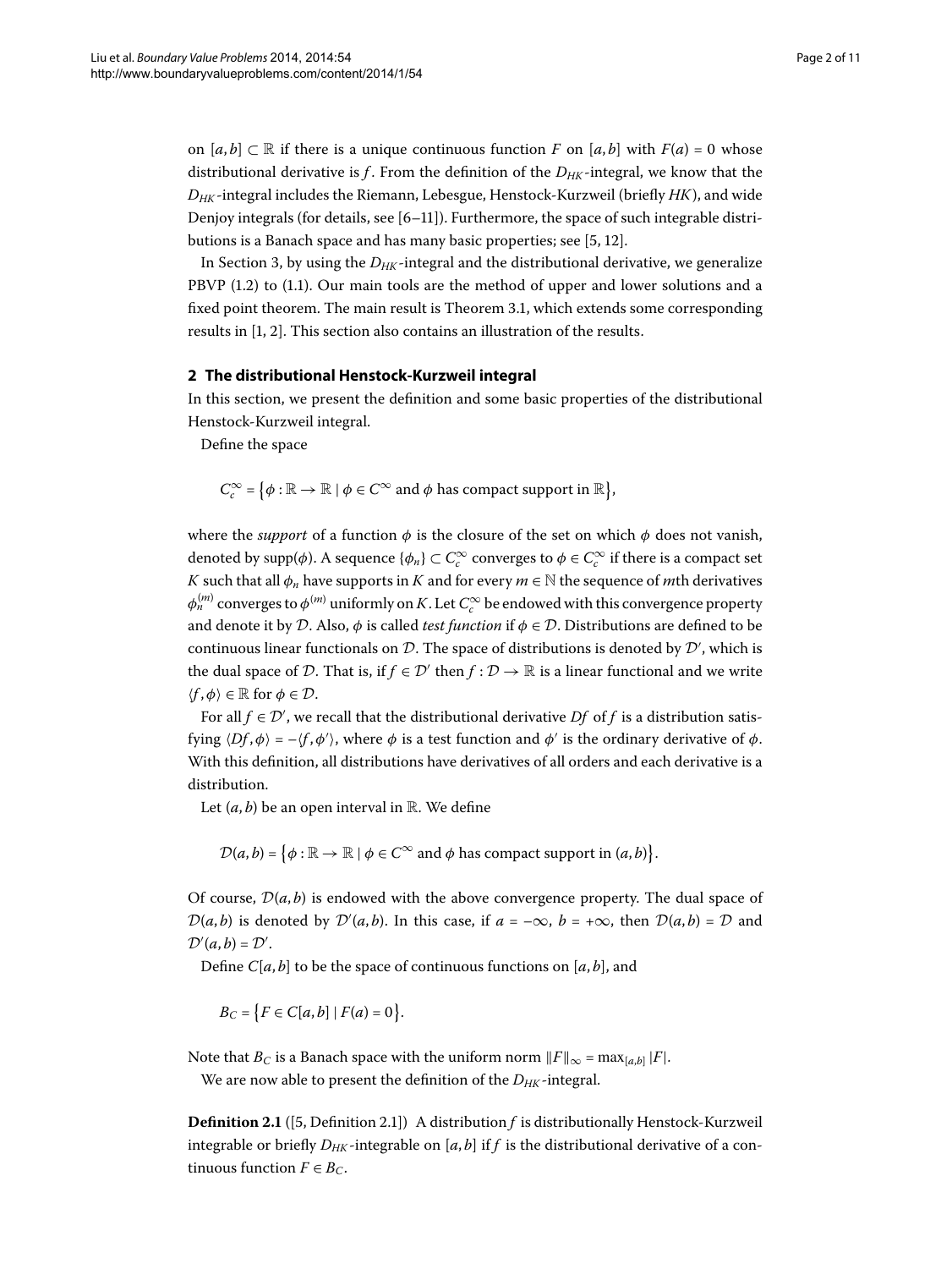on $[a,b] \subset \mathbb{R}$ if there is a unique continuous function $F$ on $[a,b]$ with $F(a) = 0$ whose distributional derivative is $f$. From the definition of the $D_{HK}$-integral, we know that the $D_{HK}$-integral includes the Riemann, Lebesgue, Henstock-Kurzweil (briefly *HK*), and wide Denjoy integrals (for details, see [6–11]). Furthermore, the space of such integrable distributions is a Banach space and has many basic properties; see [5, 12].

In Section 3, by using the $D_{HK}$-integral and the distributional derivative, we generalize PBVP (1.2) to (1.1). Our main tools are the method of upper and lower solutions and a fixed point theorem. The main result is Theorem 3.1, which extends some corresponding results in [1, 2]. This section also contains an illustration of the results.

## 2 The distributional Henstock-Kurzweil integral

In this section, we present the definition and some basic properties of the distributional Henstock-Kurzweil integral.

Define the space

$$C_c^\infty = \{\phi : \mathbb{R} \to \mathbb{R} \mid \phi \in C^\infty \text{ and } \phi \text{ has compact support in } \mathbb{R}\},$$

where the *support* of a function $\phi$ is the closure of the set on which $\phi$ does not vanish, denoted by $\operatorname{supp}(\phi)$. A sequence $\{\phi_n\} \subset C_c^\infty$ converges to $\phi \in C_c^\infty$ if there is a compact set $K$ such that all $\phi_n$ have supports in $K$ and for every $m \in \mathbb{N}$ the sequence of $m$th derivatives $\phi_n^{(m)}$ converges to $\phi^{(m)}$ uniformly on $K$. Let $C_c^\infty$ be endowed with this convergence property and denote it by $\mathcal{D}$. Also, $\phi$ is called *test function* if $\phi \in \mathcal{D}$. Distributions are defined to be continuous linear functionals on $\mathcal{D}$. The space of distributions is denoted by $\mathcal{D}'$, which is the dual space of $\mathcal{D}$. That is, if $f \in \mathcal{D}'$ then $f : \mathcal{D} \to \mathbb{R}$ is a linear functional and we write $\langle f, \phi\rangle \in \mathbb{R}$ for $\phi \in \mathcal{D}$.

For all $f \in \mathcal{D}'$, we recall that the distributional derivative $Df$ of $f$ is a distribution satisfying $\langle Df, \phi\rangle = -\langle f, \phi'\rangle$, where $\phi$ is a test function and $\phi'$ is the ordinary derivative of $\phi$. With this definition, all distributions have derivatives of all orders and each derivative is a distribution.

Let $(a,b)$ be an open interval in $\mathbb{R}$. We define

$$\mathcal{D}(a,b) = \{\phi : \mathbb{R} \to \mathbb{R} \mid \phi \in C^\infty \text{ and } \phi \text{ has compact support in } (a,b)\}.$$

Of course, $\mathcal{D}(a,b)$ is endowed with the above convergence property. The dual space of $\mathcal{D}(a,b)$ is denoted by $\mathcal{D}'(a,b)$. In this case, if $a = -\infty$, $b = +\infty$, then $\mathcal{D}(a,b) = \mathcal{D}$ and $\mathcal{D}'(a,b) = \mathcal{D}'$.

Define $C[a,b]$ to be the space of continuous functions on $[a,b]$, and

$$B_C = \{F \in C[a,b] \mid F(a) = 0\}.$$

Note that $B_C$ is a Banach space with the uniform norm $\|F\|_\infty = \max_{[a,b]} |F|$.

We are now able to present the definition of the $D_{HK}$-integral.

**Definition 2.1** ([5, Definition 2.1]) A distribution $f$ is distributionally Henstock-Kurzweil integrable or briefly $D_{HK}$-integrable on $[a,b]$ if $f$ is the distributional derivative of a continuous function $F \in B_C$.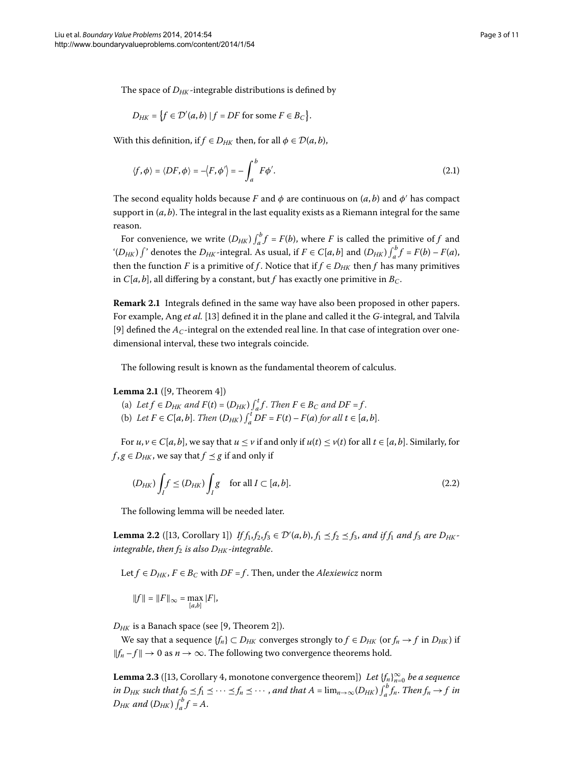The space of $D_{HK}$-integrable distributions is defined by

$$D_{HK} = \{f \in \mathcal{D}'(a,b) \mid f = DF \text{ for some } F \in B_C\}.$$

With this definition, if $f \in D_{HK}$ then, for all $\phi \in \mathcal{D}(a,b)$,

$$\langle f, \phi \rangle = \langle DF, \phi \rangle = -\langle F, \phi' \rangle = -\int_a^b F\phi'. \tag{2.1}$$

The second equality holds because $F$ and $\phi$ are continuous on $(a,b)$ and $\phi'$ has compact support in $(a,b)$. The integral in the last equality exists as a Riemann integral for the same reason.

For convenience, we write $(D_{HK})\int_a^b f = F(b)$, where $F$ is called the primitive of $f$ and '$(D_{HK})\int$' denotes the $D_{HK}$-integral. As usual, if $F \in C[a,b]$ and $(D_{HK})\int_a^b f = F(b) - F(a)$, then the function $F$ is a primitive of $f$. Notice that if $f \in D_{HK}$ then $f$ has many primitives in $C[a,b]$, all differing by a constant, but $f$ has exactly one primitive in $B_C$.

**Remark 2.1** Integrals defined in the same way have also been proposed in other papers. For example, Ang *et al.* [13] defined it in the plane and called it the $G$-integral, and Talvila [9] defined the $A_C$-integral on the extended real line. In that case of integration over one-dimensional interval, these two integrals coincide.

The following result is known as the fundamental theorem of calculus.

**Lemma 2.1** ([9, Theorem 4])

(a) *Let $f \in D_{HK}$ and $F(t) = (D_{HK})\int_a^t f$. Then $F \in B_C$ and $DF = f$.*

(b) *Let $F \in C[a,b]$. Then $(D_{HK})\int_a^t DF = F(t) - F(a)$ for all $t \in [a,b]$.*

For $u, v \in C[a,b]$, we say that $u \leq v$ if and only if $u(t) \leq v(t)$ for all $t \in [a,b]$. Similarly, for $f, g \in D_{HK}$, we say that $f \preceq g$ if and only if

$$(D_{HK})\int_I f \leq (D_{HK})\int_I g \quad \text{for all } I \subset [a,b]. \tag{2.2}$$

The following lemma will be needed later.

**Lemma 2.2** ([13, Corollary 1]) *If $f_1, f_2, f_3 \in \mathcal{D}'(a,b)$, $f_1 \preceq f_2 \preceq f_3$, and if $f_1$ and $f_3$ are $D_{HK}$-integrable, then $f_2$ is also $D_{HK}$-integrable.*

Let $f \in D_{HK}$, $F \in B_C$ with $DF = f$. Then, under the *Alexiewicz* norm

$$\|f\| = \|F\|_\infty = \max_{[a,b]} |F|,$$

$D_{HK}$ is a Banach space (see [9, Theorem 2]).

We say that a sequence $\{f_n\} \subset D_{HK}$ converges strongly to $f \in D_{HK}$ (or $f_n \to f$ in $D_{HK}$) if $\|f_n - f\| \to 0$ as $n \to \infty$. The following two convergence theorems hold.

**Lemma 2.3** ([13, Corollary 4, monotone convergence theorem]) *Let $\{f_n\}_{n=0}^\infty$ be a sequence in $D_{HK}$ such that $f_0 \preceq f_1 \preceq \cdots \preceq f_n \preceq \cdots$, and that $A = \lim_{n\to\infty}(D_{HK})\int_a^b f_n$. Then $f_n \to f$ in $D_{HK}$ and $(D_{HK})\int_a^b f = A$.*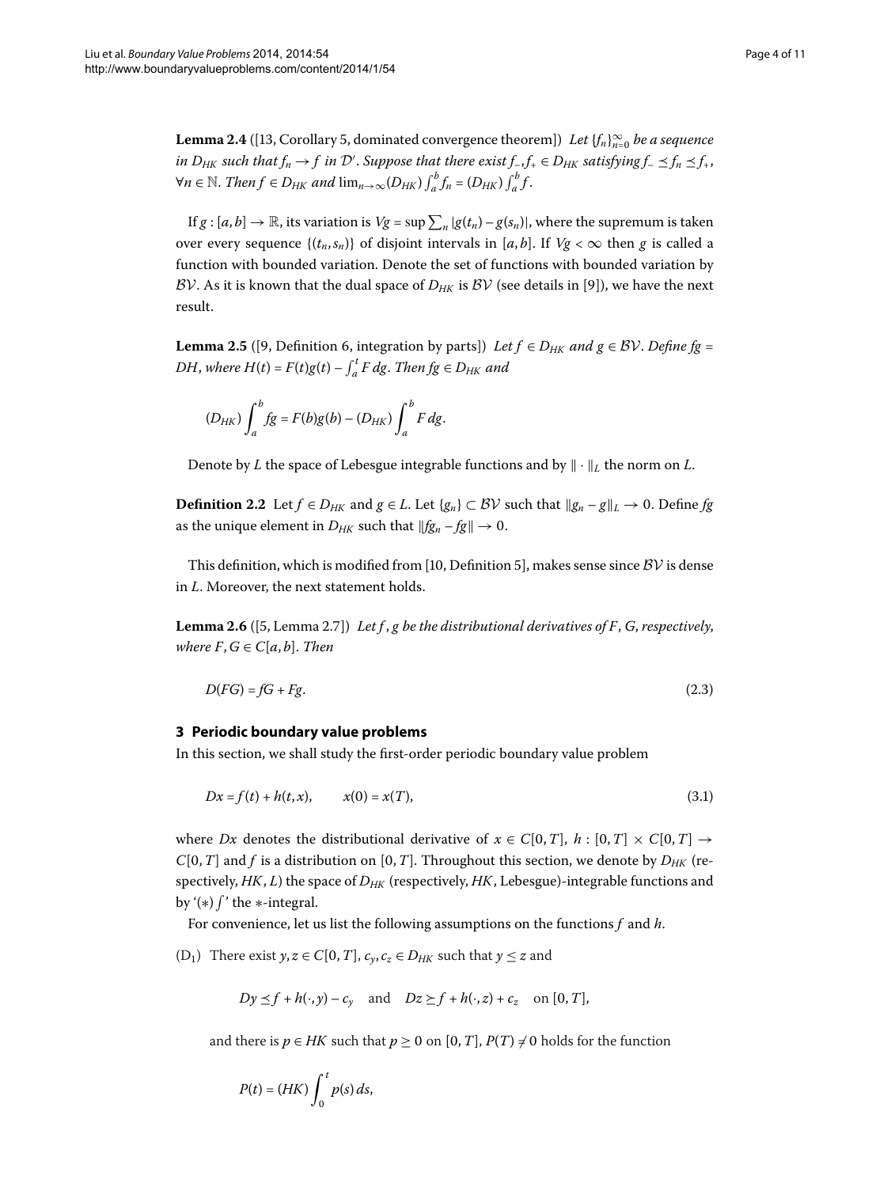**Lemma 2.4** ([13, Corollary 5, dominated convergence theorem]) *Let $\{f_n\}_{n=0}^{\infty}$ be a sequence in $D_{HK}$ such that $f_n \to f$ in $\mathcal{D}'$. Suppose that there exist $f_-, f_+ \in D_{HK}$ satisfying $f_- \preceq f_n \preceq f_+$, $\forall n \in \mathbb{N}$. Then $f \in D_{HK}$ and $\lim_{n\to\infty}(D_{HK})\int_a^b f_n = (D_{HK})\int_a^b f$.*

If $g : [a,b] \to \mathbb{R}$, its variation is $Vg = \sup \sum_n |g(t_n) - g(s_n)|$, where the supremum is taken over every sequence $\{(t_n, s_n)\}$ of disjoint intervals in $[a,b]$. If $Vg < \infty$ then $g$ is called a function with bounded variation. Denote the set of functions with bounded variation by $\mathcal{BV}$. As it is known that the dual space of $D_{HK}$ is $\mathcal{BV}$ (see details in [9]), we have the next result.

**Lemma 2.5** ([9, Definition 6, integration by parts]) *Let $f \in D_{HK}$ and $g \in \mathcal{BV}$. Define $fg = DH$, where $H(t) = F(t)g(t) - \int_a^t F\,dg$. Then $fg \in D_{HK}$ and*

$$(D_{HK})\int_a^b fg = F(b)g(b) - (D_{HK})\int_a^b F\,dg.$$

Denote by $L$ the space of Lebesgue integrable functions and by $\|\cdot\|_L$ the norm on $L$.

**Definition 2.2** Let $f \in D_{HK}$ and $g \in L$. Let $\{g_n\} \subset \mathcal{BV}$ such that $\|g_n - g\|_L \to 0$. Define $fg$ as the unique element in $D_{HK}$ such that $\|fg_n - fg\| \to 0$.

This definition, which is modified from [10, Definition 5], makes sense since $\mathcal{BV}$ is dense in $L$. Moreover, the next statement holds.

**Lemma 2.6** ([5, Lemma 2.7]) *Let $f, g$ be the distributional derivatives of $F, G$, respectively, where $F, G \in C[a,b]$. Then*

$$D(FG) = fG + Fg. \tag{2.3}$$

## 3 Periodic boundary value problems

In this section, we shall study the first-order periodic boundary value problem

$$Dx = f(t) + h(t,x), \qquad x(0) = x(T), \tag{3.1}$$

where $Dx$ denotes the distributional derivative of $x \in C[0,T]$, $h : [0,T] \times C[0,T] \to C[0,T]$ and $f$ is a distribution on $[0,T]$. Throughout this section, we denote by $D_{HK}$ (respectively, $HK$, $L$) the space of $D_{HK}$ (respectively, $HK$, Lebesgue)-integrable functions and by '$(*)\int$' the $*$-integral.

For convenience, let us list the following assumptions on the functions $f$ and $h$.

($D_1$) There exist $y, z \in C[0,T]$, $c_y, c_z \in D_{HK}$ such that $y \le z$ and

$$Dy \preceq f + h(\cdot, y) - c_y \quad \text{and} \quad Dz \succeq f + h(\cdot, z) + c_z \quad \text{on } [0,T],$$

and there is $p \in HK$ such that $p \ge 0$ on $[0,T]$, $P(T) \neq 0$ holds for the function

$$P(t) = (HK)\int_0^t p(s)\,ds,$$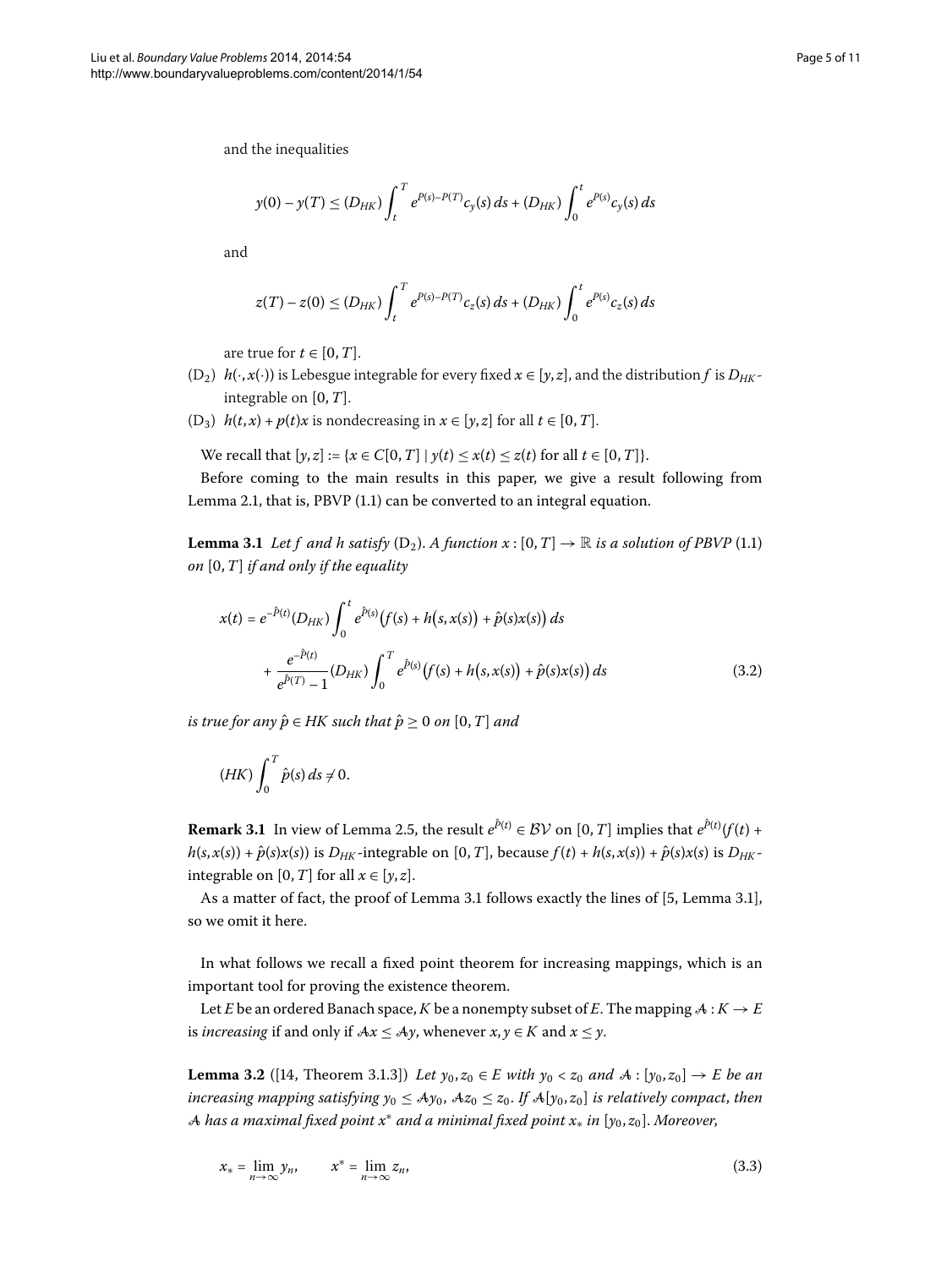and the inequalities

$$y(0) - y(T) \leq (D_{HK}) \int_t^T e^{P(s)-P(T)} c_y(s)\, ds + (D_{HK}) \int_0^t e^{P(s)} c_y(s)\, ds$$

and

$$z(T) - z(0) \leq (D_{HK}) \int_t^T e^{P(s)-P(T)} c_z(s)\, ds + (D_{HK}) \int_0^t e^{P(s)} c_z(s)\, ds$$

are true for $t \in [0, T]$.

- ($D_2$) $h(\cdot, x(\cdot))$ is Lebesgue integrable for every fixed $x \in [y, z]$, and the distribution $f$ is $D_{HK}$-integrable on $[0, T]$.
- ($D_3$) $h(t, x) + p(t)x$ is nondecreasing in $x \in [y, z]$ for all $t \in [0, T]$.

We recall that $[y, z] := \{x \in C[0, T] \mid y(t) \leq x(t) \leq z(t) \text{ for all } t \in [0, T]\}$.

Before coming to the main results in this paper, we give a result following from Lemma 2.1, that is, PBVP (1.1) can be converted to an integral equation.

**Lemma 3.1** *Let $f$ and $h$ satisfy* ($D_2$). *A function $x : [0, T] \to \mathbb{R}$ is a solution of PBVP* (1.1) *on $[0, T]$ if and only if the equality*

$$\begin{aligned} x(t) &= e^{-\hat{P}(t)} (D_{HK}) \int_0^t e^{\hat{P}(s)} \big(f(s) + h\big(s, x(s)\big) + \hat{p}(s) x(s)\big)\, ds \\ &\quad + \frac{e^{-\hat{P}(t)}}{e^{\hat{P}(T)} - 1} (D_{HK}) \int_0^T e^{\hat{P}(s)} \big(f(s) + h\big(s, x(s)\big) + \hat{p}(s) x(s)\big)\, ds \end{aligned} \tag{3.2}$$

*is true for any $\hat{p} \in HK$ such that $\hat{p} \geq 0$ on $[0, T]$ and*

$$(HK) \int_0^T \hat{p}(s)\, ds \neq 0.$$

**Remark 3.1** In view of Lemma 2.5, the result $e^{\hat{P}(t)} \in \mathcal{BV}$ on $[0, T]$ implies that $e^{\hat{P}(t)}(f(t) + h(s, x(s)) + \hat{p}(s)x(s))$ is $D_{HK}$-integrable on $[0, T]$, because $f(t) + h(s, x(s)) + \hat{p}(s)x(s)$ is $D_{HK}$-integrable on $[0, T]$ for all $x \in [y, z]$.

As a matter of fact, the proof of Lemma 3.1 follows exactly the lines of [5, Lemma 3.1], so we omit it here.

In what follows we recall a fixed point theorem for increasing mappings, which is an important tool for proving the existence theorem.

Let $E$ be an ordered Banach space, $K$ be a nonempty subset of $E$. The mapping $\mathcal{A} : K \to E$ is *increasing* if and only if $\mathcal{A}x \leq \mathcal{A}y$, whenever $x, y \in K$ and $x \leq y$.

**Lemma 3.2** ([14, Theorem 3.1.3]) *Let $y_0, z_0 \in E$ with $y_0 < z_0$ and $\mathcal{A} : [y_0, z_0] \to E$ be an increasing mapping satisfying $y_0 \leq \mathcal{A}y_0$, $\mathcal{A}z_0 \leq z_0$. If $\mathcal{A}[y_0, z_0]$ is relatively compact, then $\mathcal{A}$ has a maximal fixed point $x^*$ and a minimal fixed point $x_*$ in $[y_0, z_0]$. Moreover,*

$$x_* = \lim_{n\to\infty} y_n, \qquad x^* = \lim_{n\to\infty} z_n, \tag{3.3}$$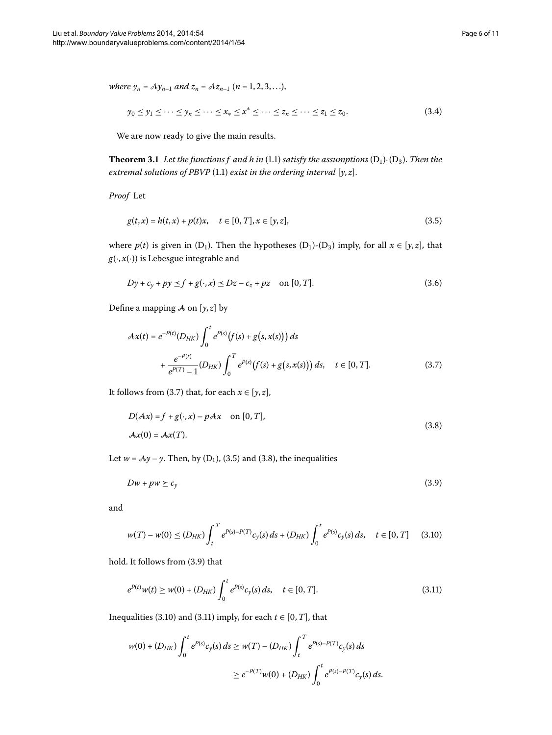*where* $y_n = \mathcal{A}y_{n-1}$ *and* $z_n = \mathcal{A}z_{n-1}$ $(n = 1, 2, 3, \ldots)$,

$$y_0 \le y_1 \le \cdots \le y_n \le \cdots \le x_* \le x^* \le \cdots \le z_n \le \cdots \le z_1 \le z_0. \tag{3.4}$$

We are now ready to give the main results.

**Theorem 3.1** *Let the functions* $f$ *and* $h$ *in* (1.1) *satisfy the assumptions* $(D_1)$-$(D_3)$. *Then the extremal solutions of PBVP* (1.1) *exist in the ordering interval* $[y, z]$.

*Proof* Let

$$g(t,x) = h(t,x) + p(t)x, \quad t \in [0,T], x \in [y,z], \tag{3.5}$$

where $p(t)$ is given in $(D_1)$. Then the hypotheses $(D_1)$-$(D_3)$ imply, for all $x \in [y,z]$, that $g(\cdot, x(\cdot))$ is Lebesgue integrable and

$$Dy + c_y + py \preceq f + g(\cdot, x) \preceq Dz - c_z + pz \quad \text{on } [0,T]. \tag{3.6}$$

Define a mapping $\mathcal{A}$ on $[y,z]$ by

$$\begin{aligned} \mathcal{A}x(t) = {}& e^{-P(t)}(D_{HK}) \int_0^t e^{P(s)}\big(f(s) + g\big(s, x(s)\big)\big)\,ds \\ & + \frac{e^{-P(t)}}{e^{P(T)} - 1}(D_{HK}) \int_0^T e^{P(s)}\big(f(s) + g\big(s, x(s)\big)\big)\,ds, \quad t \in [0,T]. \end{aligned} \tag{3.7}$$

It follows from (3.7) that, for each $x \in [y,z]$,

$$\begin{aligned} & D(\mathcal{A}x) = f + g(\cdot, x) - p\mathcal{A}x \quad \text{on } [0,T], \\ & \mathcal{A}x(0) = \mathcal{A}x(T). \end{aligned} \tag{3.8}$$

Let $w = \mathcal{A}y - y$. Then, by $(D_1)$, (3.5) and (3.8), the inequalities

$$Dw + pw \succeq c_y \tag{3.9}$$

and

$$w(T) - w(0) \le (D_{HK}) \int_t^T e^{P(s)-P(T)} c_y(s)\,ds + (D_{HK}) \int_0^t e^{P(s)} c_y(s)\,ds, \quad t \in [0,T] \tag{3.10}$$

hold. It follows from (3.9) that

$$e^{P(t)} w(t) \ge w(0) + (D_{HK}) \int_0^t e^{P(s)} c_y(s)\,ds, \quad t \in [0,T]. \tag{3.11}$$

Inequalities (3.10) and (3.11) imply, for each $t \in [0,T]$, that

$$\begin{aligned} w(0) + (D_{HK}) \int_0^t e^{P(s)} c_y(s)\,ds &\ge w(T) - (D_{HK}) \int_t^T e^{P(s)-P(T)} c_y(s)\,ds \\ &\ge e^{-P(T)} w(0) + (D_{HK}) \int_0^t e^{P(s)-P(T)} c_y(s)\,ds. \end{aligned}$$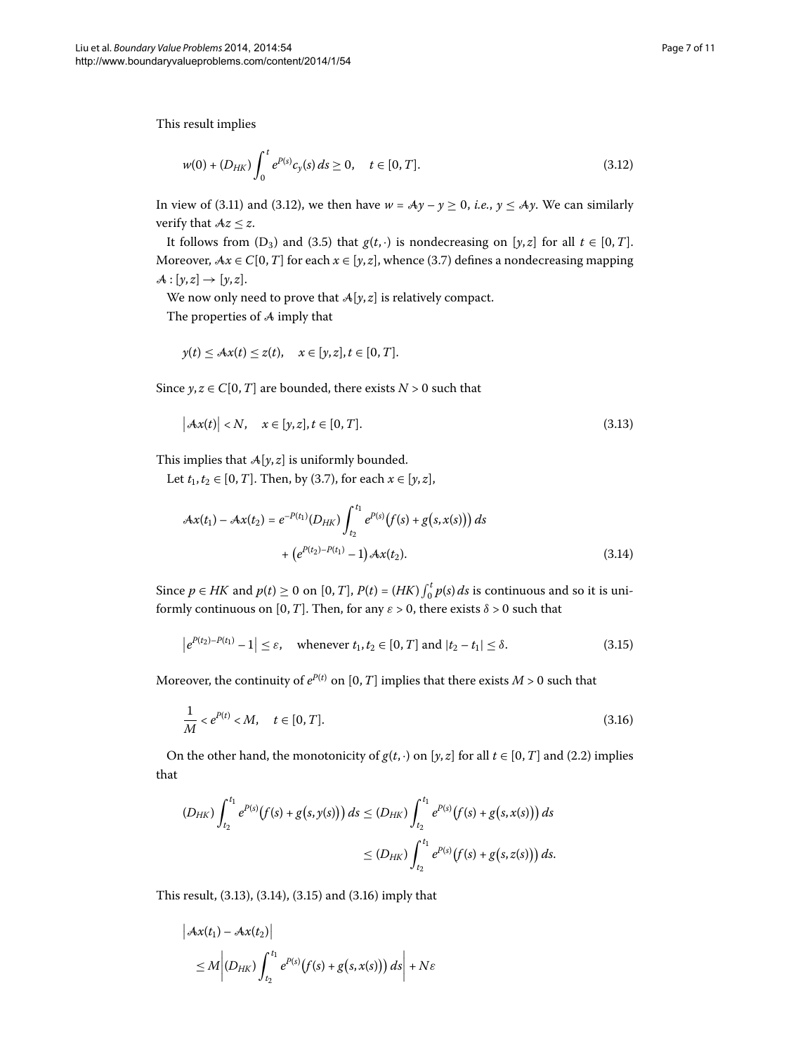This result implies

$$w(0) + (D_{HK}) \int_0^t e^{P(s)} c_y(s)\, ds \geq 0, \quad t \in [0, T]. \tag{3.12}$$

In view of (3.11) and (3.12), we then have $w = \mathcal{A}y - y \geq 0$, *i.e.*, $y \leq \mathcal{A}y$. We can similarly verify that $\mathcal{A}z \leq z$.

It follows from $(\mathrm{D}_3)$ and (3.5) that $g(t, \cdot)$ is nondecreasing on $[y, z]$ for all $t \in [0, T]$. Moreover, $\mathcal{A}x \in C[0, T]$ for each $x \in [y, z]$, whence (3.7) defines a nondecreasing mapping $\mathcal{A} : [y, z] \to [y, z]$.

We now only need to prove that $\mathcal{A}[y, z]$ is relatively compact.

The properties of $\mathcal{A}$ imply that

$$y(t) \leq \mathcal{A}x(t) \leq z(t), \quad x \in [y, z], t \in [0, T].$$

Since $y, z \in C[0, T]$ are bounded, there exists $N > 0$ such that

$$\left|\mathcal{A}x(t)\right| < N, \quad x \in [y, z], t \in [0, T]. \tag{3.13}$$

This implies that $\mathcal{A}[y, z]$ is uniformly bounded.

Let $t_1, t_2 \in [0, T]$. Then, by (3.7), for each $x \in [y, z]$,

$$\begin{aligned} \mathcal{A}x(t_1) - \mathcal{A}x(t_2) = e^{-P(t_1)} (D_{HK}) \int_{t_2}^{t_1} e^{P(s)} \big(f(s) + g\big(s, x(s)\big)\big)\, ds \\ + \big(e^{P(t_2) - P(t_1)} - 1\big) \mathcal{A}x(t_2). \end{aligned} \tag{3.14}$$

Since $p \in HK$ and $p(t) \geq 0$ on $[0, T]$, $P(t) = (HK) \int_0^t p(s)\, ds$ is continuous and so it is uniformly continuous on $[0, T]$. Then, for any $\varepsilon > 0$, there exists $\delta > 0$ such that

$$\left|e^{P(t_2) - P(t_1)} - 1\right| \leq \varepsilon, \quad \text{whenever } t_1, t_2 \in [0, T] \text{ and } |t_2 - t_1| \leq \delta. \tag{3.15}$$

Moreover, the continuity of $e^{P(t)}$ on $[0, T]$ implies that there exists $M > 0$ such that

$$\frac{1}{M} < e^{P(t)} < M, \quad t \in [0, T]. \tag{3.16}$$

On the other hand, the monotonicity of $g(t, \cdot)$ on $[y, z]$ for all $t \in [0, T]$ and (2.2) implies that

$$\begin{aligned} (D_{HK}) \int_{t_2}^{t_1} e^{P(s)} \big(f(s) + g\big(s, y(s)\big)\big)\, ds &\leq (D_{HK}) \int_{t_2}^{t_1} e^{P(s)} \big(f(s) + g\big(s, x(s)\big)\big)\, ds \\ &\leq (D_{HK}) \int_{t_2}^{t_1} e^{P(s)} \big(f(s) + g\big(s, z(s)\big)\big)\, ds. \end{aligned}$$

This result, (3.13), (3.14), (3.15) and (3.16) imply that

$$\begin{aligned} &\left|\mathcal{A}x(t_1) - \mathcal{A}x(t_2)\right| \\ &\quad \leq M \left| (D_{HK}) \int_{t_2}^{t_1} e^{P(s)} \big(f(s) + g\big(s, x(s)\big)\big)\, ds \right| + N\varepsilon \end{aligned}$$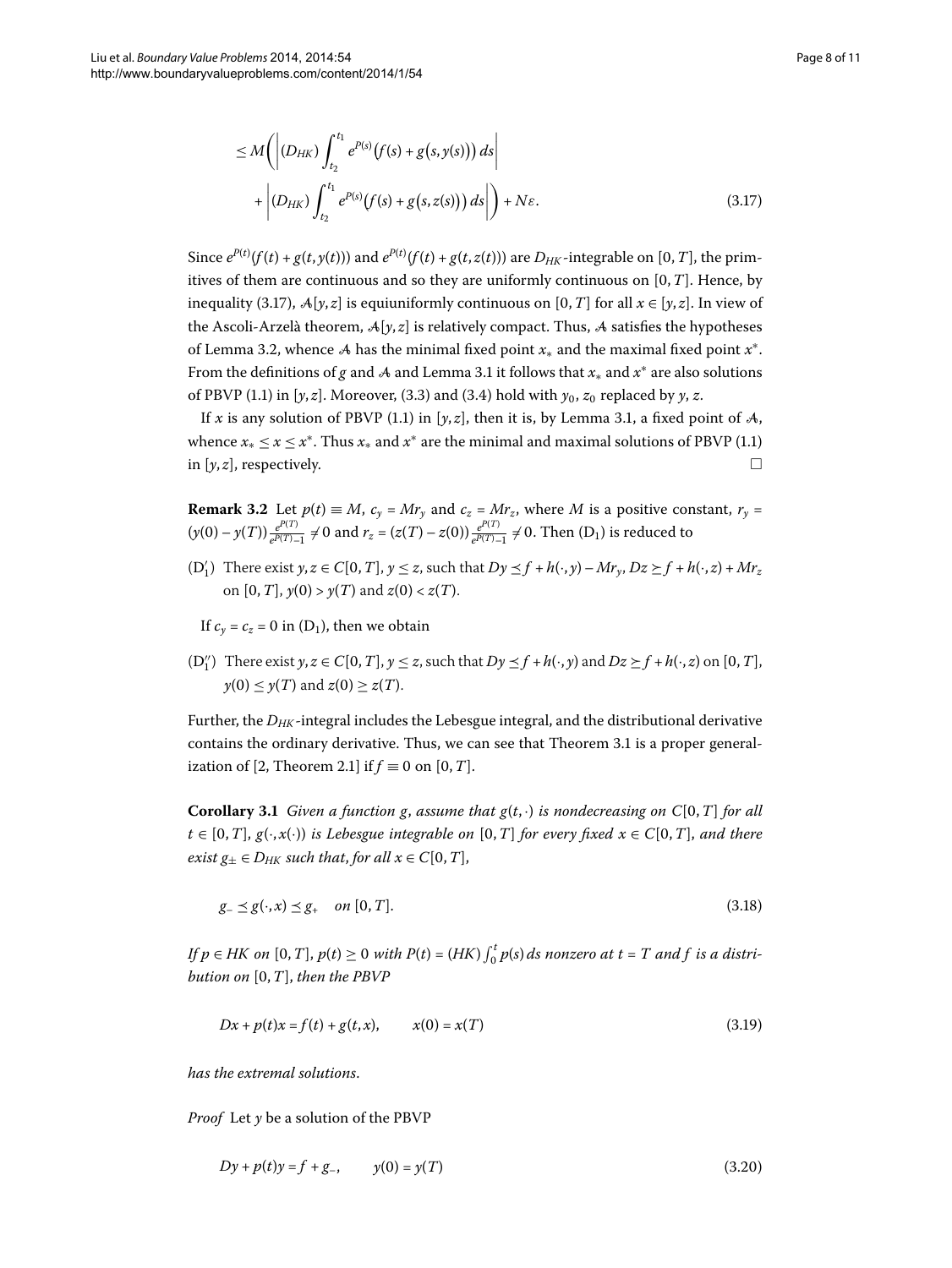$$
\begin{aligned}
&\le M\left( \left| (D_{HK}) \int_{t_2}^{t_1} e^{P(s)}\big(f(s) + g\big(s, y(s)\big)\big)\, ds \right| \right. \\
&\quad \left. + \left| (D_{HK}) \int_{t_2}^{t_1} e^{P(s)}\big(f(s) + g\big(s, z(s)\big)\big)\, ds \right| \right) + N\varepsilon. \qquad (3.17)
\end{aligned}
$$

Since $e^{P(t)}(f(t) + g(t, y(t)))$ and $e^{P(t)}(f(t) + g(t, z(t)))$ are $D_{HK}$-integrable on $[0, T]$, the primitives of them are continuous and so they are uniformly continuous on $[0, T]$. Hence, by inequality (3.17), $\mathcal{A}[y, z]$ is equiuniformly continuous on $[0, T]$ for all $x \in [y, z]$. In view of the Ascoli-Arzelà theorem, $\mathcal{A}[y, z]$ is relatively compact. Thus, $\mathcal{A}$ satisfies the hypotheses of Lemma 3.2, whence $\mathcal{A}$ has the minimal fixed point $x_*$ and the maximal fixed point $x^*$. From the definitions of $g$ and $\mathcal{A}$ and Lemma 3.1 it follows that $x_*$ and $x^*$ are also solutions of PBVP (1.1) in $[y, z]$. Moreover, (3.3) and (3.4) hold with $y_0$, $z_0$ replaced by $y$, $z$.

If $x$ is any solution of PBVP (1.1) in $[y, z]$, then it is, by Lemma 3.1, a fixed point of $\mathcal{A}$, whence $x_* \le x \le x^*$. Thus $x_*$ and $x^*$ are the minimal and maximal solutions of PBVP (1.1) in $[y, z]$, respectively. □

**Remark 3.2** Let $p(t) \equiv M$, $c_y = Mr_y$ and $c_z = Mr_z$, where $M$ is a positive constant, $r_y = (y(0) - y(T))\frac{e^{P(T)}}{e^{P(T)}-1} \neq 0$ and $r_z = (z(T) - z(0))\frac{e^{P(T)}}{e^{P(T)}-1} \neq 0$. Then ($D_1$) is reduced to

- ($D_1'$) There exist $y, z \in C[0, T]$, $y \le z$, such that $Dy \preceq f + h(\cdot, y) - Mr_y$, $Dz \succeq f + h(\cdot, z) + Mr_z$ on $[0, T]$, $y(0) > y(T)$ and $z(0) < z(T)$.

If $c_y = c_z = 0$ in ($D_1$), then we obtain

- ($D_1''$) There exist $y, z \in C[0, T]$, $y \le z$, such that $Dy \preceq f + h(\cdot, y)$ and $Dz \succeq f + h(\cdot, z)$ on $[0, T]$, $y(0) \le y(T)$ and $z(0) \ge z(T)$.

Further, the $D_{HK}$-integral includes the Lebesgue integral, and the distributional derivative contains the ordinary derivative. Thus, we can see that Theorem 3.1 is a proper generalization of [2, Theorem 2.1] if $f \equiv 0$ on $[0, T]$.

**Corollary 3.1** *Given a function $g$, assume that $g(t, \cdot)$ is nondecreasing on $C[0, T]$ for all $t \in [0, T]$, $g(\cdot, x(\cdot))$ is Lebesgue integrable on $[0, T]$ for every fixed $x \in C[0, T]$, and there exist $g_\pm \in D_{HK}$ such that, for all $x \in C[0, T]$,*

$$
g_- \preceq g(\cdot, x) \preceq g_+ \quad \text{on } [0, T]. \qquad (3.18)
$$

*If $p \in HK$ on $[0, T]$, $p(t) \ge 0$ with $P(t) = (HK)\int_0^t p(s)\, ds$ nonzero at $t = T$ and $f$ is a distribution on $[0, T]$, then the PBVP*

$$
Dx + p(t)x = f(t) + g(t, x), \qquad x(0) = x(T) \qquad (3.19)
$$

*has the extremal solutions.*

*Proof* Let $y$ be a solution of the PBVP

$$
Dy + p(t)y = f + g_-, \qquad y(0) = y(T) \qquad (3.20)
$$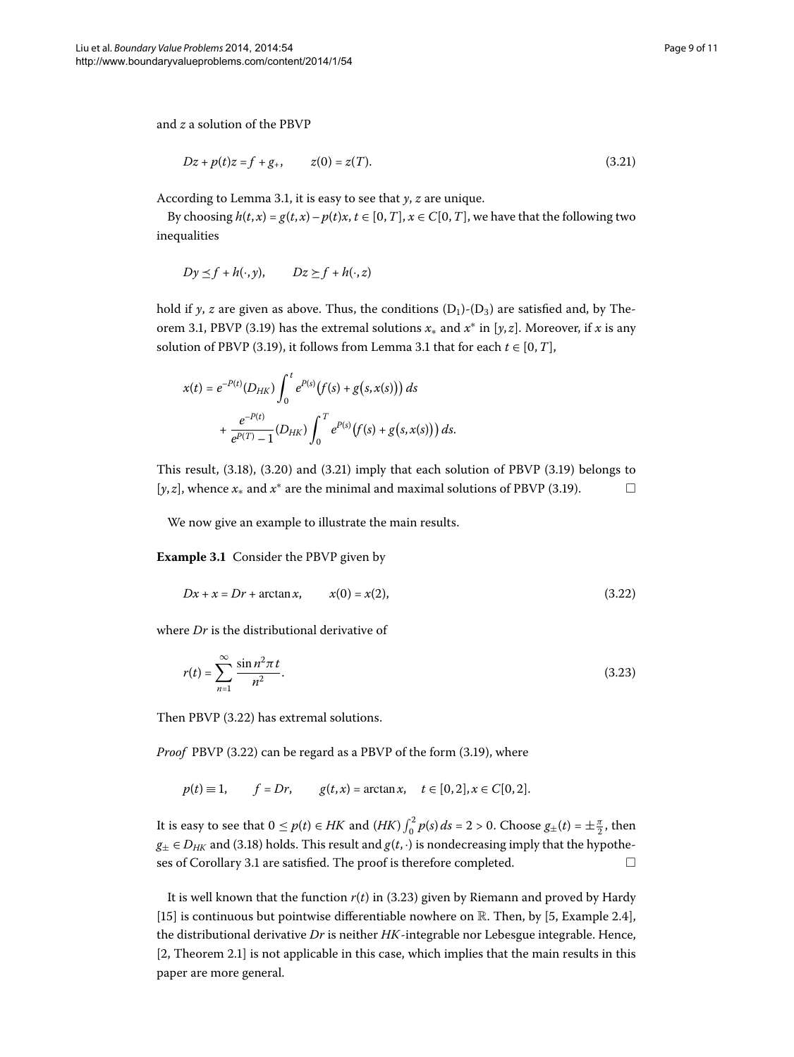and $z$ a solution of the PBVP

$$Dz + p(t)z = f + g_+, \qquad z(0) = z(T). \tag{3.21}$$

According to Lemma 3.1, it is easy to see that $y$, $z$ are unique.

By choosing $h(t,x) = g(t,x) - p(t)x$, $t \in [0,T]$, $x \in C[0,T]$, we have that the following two inequalities

$$Dy \preceq f + h(\cdot, y), \qquad Dz \succeq f + h(\cdot, z)$$

hold if $y$, $z$ are given as above. Thus, the conditions $(D_1)$-$(D_3)$ are satisfied and, by Theorem 3.1, PBVP (3.19) has the extremal solutions $x_*$ and $x^*$ in $[y,z]$. Moreover, if $x$ is any solution of PBVP (3.19), it follows from Lemma 3.1 that for each $t \in [0,T]$,

$$x(t) = e^{-P(t)}(D_{HK})\int_0^t e^{P(s)}\bigl(f(s) + g\bigl(s,x(s)\bigr)\bigr)\,ds + \frac{e^{-P(t)}}{e^{P(T)}-1}(D_{HK})\int_0^T e^{P(s)}\bigl(f(s) + g\bigl(s,x(s)\bigr)\bigr)\,ds.$$

This result, (3.18), (3.20) and (3.21) imply that each solution of PBVP (3.19) belongs to $[y,z]$, whence $x_*$ and $x^*$ are the minimal and maximal solutions of PBVP (3.19). □

We now give an example to illustrate the main results.

**Example 3.1** Consider the PBVP given by

$$Dx + x = Dr + \arctan x, \qquad x(0) = x(2), \tag{3.22}$$

where $Dr$ is the distributional derivative of

$$r(t) = \sum_{n=1}^{\infty} \frac{\sin n^2 \pi t}{n^2}. \tag{3.23}$$

Then PBVP (3.22) has extremal solutions.

*Proof* PBVP (3.22) can be regard as a PBVP of the form (3.19), where

$$p(t) \equiv 1, \qquad f = Dr, \qquad g(t,x) = \arctan x, \quad t \in [0,2], x \in C[0,2].$$

It is easy to see that $0 \le p(t) \in HK$ and $(HK)\int_0^2 p(s)\,ds = 2 > 0$. Choose $g_\pm(t) = \pm\frac{\pi}{2}$, then $g_\pm \in D_{HK}$ and (3.18) holds. This result and $g(t,\cdot)$ is nondecreasing imply that the hypotheses of Corollary 3.1 are satisfied. The proof is therefore completed. □

It is well known that the function $r(t)$ in (3.23) given by Riemann and proved by Hardy [15] is continuous but pointwise differentiable nowhere on $\mathbb{R}$. Then, by [5, Example 2.4], the distributional derivative $Dr$ is neither $HK$-integrable nor Lebesgue integrable. Hence, [2, Theorem 2.1] is not applicable in this case, which implies that the main results in this paper are more general.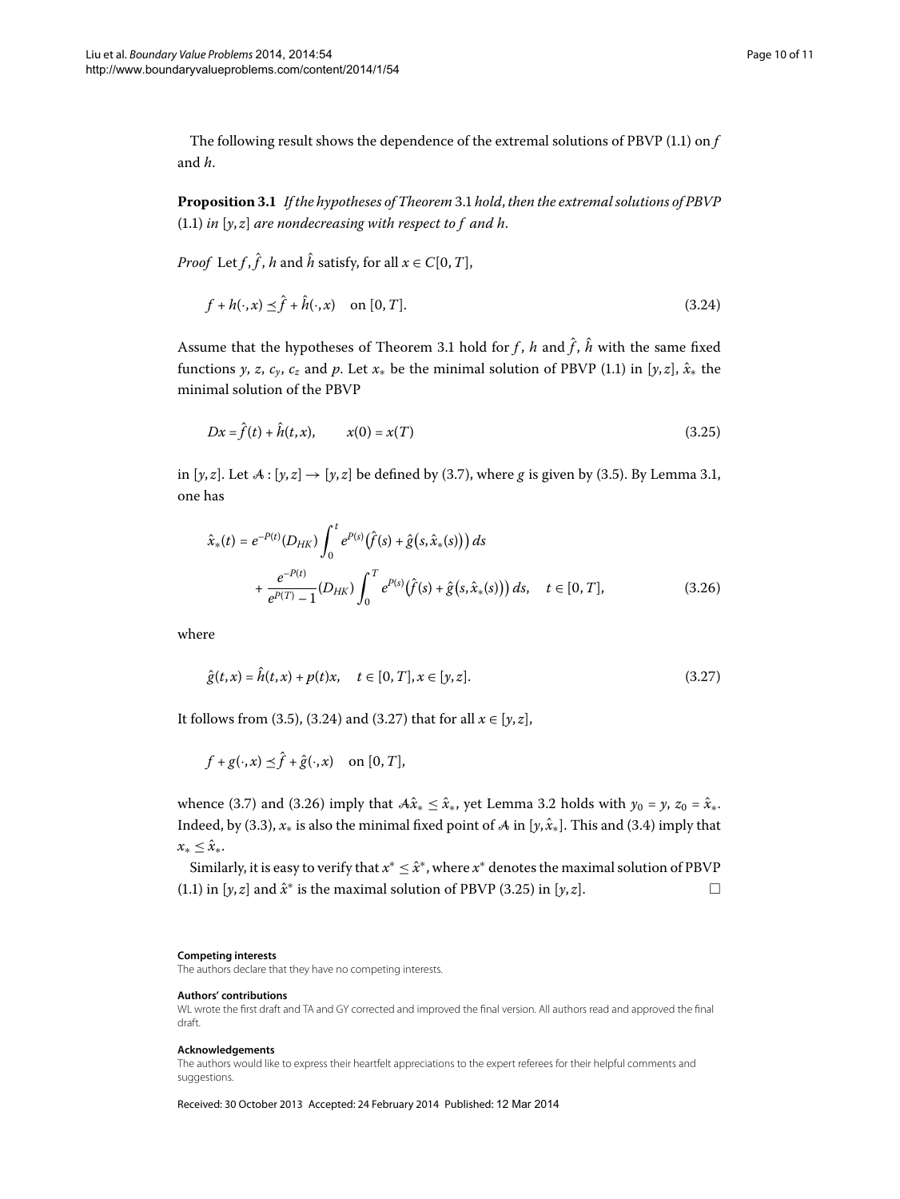The following result shows the dependence of the extremal solutions of PBVP (1.1) on $f$ and $h$.

**Proposition 3.1** *If the hypotheses of Theorem* 3.1 *hold, then the extremal solutions of PBVP* (1.1) *in* $[y,z]$ *are nondecreasing with respect to* $f$ *and* $h$.

*Proof* Let $f, \hat{f}, h$ and $\hat{h}$ satisfy, for all $x \in C[0,T]$,

$$f + h(\cdot,x) \preceq \hat{f} + \hat{h}(\cdot,x) \quad \text{on } [0,T]. \tag{3.24}$$

Assume that the hypotheses of Theorem 3.1 hold for $f$, $h$ and $\hat{f}$, $\hat{h}$ with the same fixed functions $y$, $z$, $c_y$, $c_z$ and $p$. Let $x_*$ be the minimal solution of PBVP (1.1) in $[y,z]$, $\hat{x}_*$ the minimal solution of the PBVP

$$Dx = \hat{f}(t) + \hat{h}(t,x), \qquad x(0) = x(T) \tag{3.25}$$

in $[y,z]$. Let $\mathcal{A} : [y,z] \to [y,z]$ be defined by (3.7), where $g$ is given by (3.5). By Lemma 3.1, one has

$$\begin{aligned}
\hat{x}_*(t) = {} & e^{-P(t)}(D_{HK})\int_0^t e^{P(s)}\big(\hat{f}(s) + \hat{g}\big(s,\hat{x}_*(s)\big)\big)\,ds \\
& + \frac{e^{-P(t)}}{e^{P(T)}-1}(D_{HK})\int_0^T e^{P(s)}\big(\hat{f}(s) + \hat{g}\big(s,\hat{x}_*(s)\big)\big)\,ds, \quad t \in [0,T],
\end{aligned} \tag{3.26}$$

where

$$\hat{g}(t,x) = \hat{h}(t,x) + p(t)x, \quad t \in [0,T], x \in [y,z]. \tag{3.27}$$

It follows from (3.5), (3.24) and (3.27) that for all $x \in [y,z]$,

$$f + g(\cdot,x) \preceq \hat{f} + \hat{g}(\cdot,x) \quad \text{on } [0,T],$$

whence (3.7) and (3.26) imply that $\mathcal{A}\hat{x}_* \leq \hat{x}_*$, yet Lemma 3.2 holds with $y_0 = y$, $z_0 = \hat{x}_*$. Indeed, by (3.3), $x_*$ is also the minimal fixed point of $\mathcal{A}$ in $[y,\hat{x}_*]$. This and (3.4) imply that $x_* \leq \hat{x}_*$.

Similarly, it is easy to verify that $x^* \leq \hat{x}^*$, where $x^*$ denotes the maximal solution of PBVP (1.1) in $[y,z]$ and $\hat{x}^*$ is the maximal solution of PBVP (3.25) in $[y,z]$. □

#### Competing interests

The authors declare that they have no competing interests.

#### Authors' contributions

WL wrote the first draft and TA and GY corrected and improved the final version. All authors read and approved the final draft.

#### Acknowledgements

The authors would like to express their heartfelt appreciations to the expert referees for their helpful comments and suggestions.

Received: 30 October 2013 Accepted: 24 February 2014 Published: 12 Mar 2014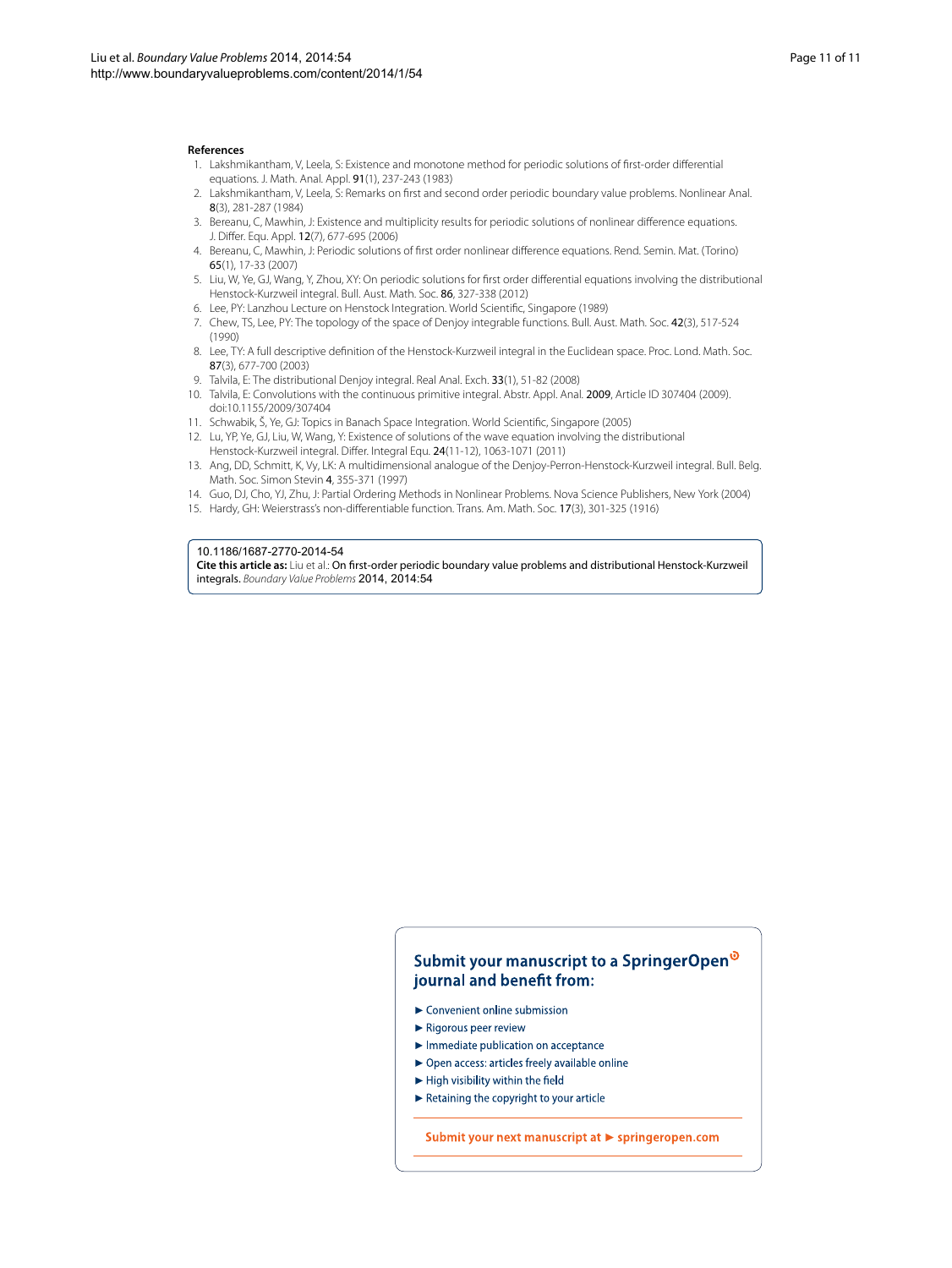### References

1. Lakshmikantham, V, Leela, S: Existence and monotone method for periodic solutions of first-order differential equations. J. Math. Anal. Appl. **91**(1), 237-243 (1983)
2. Lakshmikantham, V, Leela, S: Remarks on first and second order periodic boundary value problems. Nonlinear Anal. **8**(3), 281-287 (1984)
3. Bereanu, C, Mawhin, J: Existence and multiplicity results for periodic solutions of nonlinear difference equations. J. Differ. Equ. Appl. **12**(7), 677-695 (2006)
4. Bereanu, C, Mawhin, J: Periodic solutions of first order nonlinear difference equations. Rend. Semin. Mat. (Torino) **65**(1), 17-33 (2007)
5. Liu, W, Ye, GJ, Wang, Y, Zhou, XY: On periodic solutions for first order differential equations involving the distributional Henstock-Kurzweil integral. Bull. Aust. Math. Soc. **86**, 327-338 (2012)
6. Lee, PY: Lanzhou Lecture on Henstock Integration. World Scientific, Singapore (1989)
7. Chew, TS, Lee, PY: The topology of the space of Denjoy integrable functions. Bull. Aust. Math. Soc. **42**(3), 517-524 (1990)
8. Lee, TY: A full descriptive definition of the Henstock-Kurzweil integral in the Euclidean space. Proc. Lond. Math. Soc. **87**(3), 677-700 (2003)
9. Talvila, E: The distributional Denjoy integral. Real Anal. Exch. **33**(1), 51-82 (2008)
10. Talvila, E: Convolutions with the continuous primitive integral. Abstr. Appl. Anal. **2009**, Article ID 307404 (2009). doi:10.1155/2009/307404
11. Schwabik, Š, Ye, GJ: Topics in Banach Space Integration. World Scientific, Singapore (2005)
12. Lu, YP, Ye, GJ, Liu, W, Wang, Y: Existence of solutions of the wave equation involving the distributional Henstock-Kurzweil integral. Differ. Integral Equ. **24**(11-12), 1063-1071 (2011)
13. Ang, DD, Schmitt, K, Vy, LK: A multidimensional analogue of the Denjoy-Perron-Henstock-Kurzweil integral. Bull. Belg. Math. Soc. Simon Stevin **4**, 355-371 (1997)
14. Guo, DJ, Cho, YJ, Zhu, J: Partial Ordering Methods in Nonlinear Problems. Nova Science Publishers, New York (2004)
15. Hardy, GH: Weierstrass's non-differentiable function. Trans. Am. Math. Soc. **17**(3), 301-325 (1916)

10.1186/1687-2770-2014-54

**Cite this article as:** Liu et al.: On first-order periodic boundary value problems and distributional Henstock-Kurzweil integrals. *Boundary Value Problems* 2014, 2014:54

**Submit your manuscript to a SpringerOpen journal and benefit from:**

- ► Convenient online submission
- ► Rigorous peer review
- ► Immediate publication on acceptance
- ► Open access: articles freely available online
- ► High visibility within the field
- ► Retaining the copyright to your article

**Submit your next manuscript at ► springeropen.com**